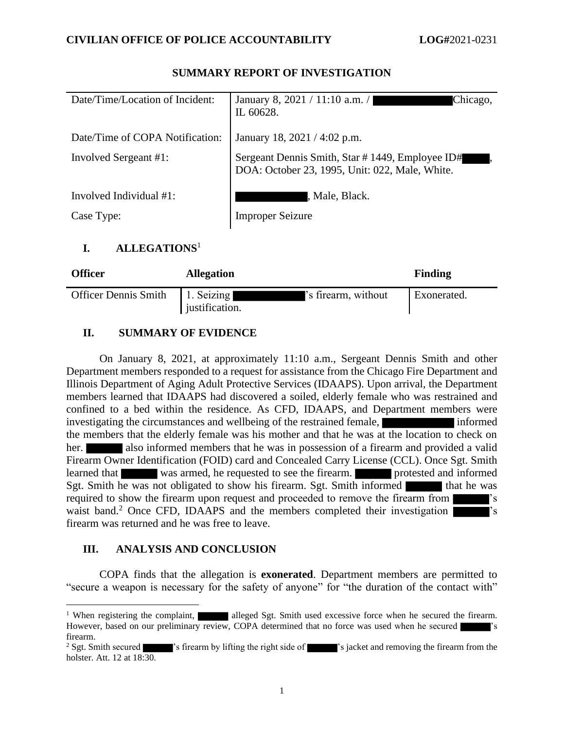**CIVILIAN OFFICE OF POLICE ACCOUNTABILITY** **LOG#**2021-0231

# SUMMARY REPORT OF INVESTIGATION

| | |
|---|---|
| Date/Time/Location of Incident: | January 8, 2021 / 11:10 a.m. / ██████ Chicago, IL 60628. |
| Date/Time of COPA Notification: | January 18, 2021 / 4:02 p.m. |
| Involved Sergeant #1: | Sergeant Dennis Smith, Star # 1449, Employee ID# ██████, DOA: October 23, 1995, Unit: 022, Male, White. |
| Involved Individual #1: | ██████, Male, Black. |
| Case Type: | Improper Seizure |

## I. ALLEGATIONS[1]

| Officer | Allegation | Finding |
|---|---|---|
| Officer Dennis Smith | 1. Seizing ██████'s firearm, without justification. | Exonerated. |

## II. SUMMARY OF EVIDENCE

On January 8, 2021, at approximately 11:10 a.m., Sergeant Dennis Smith and other Department members responded to a request for assistance from the Chicago Fire Department and Illinois Department of Aging Adult Protective Services (IDAAPS). Upon arrival, the Department members learned that IDAAPS had discovered a soiled, elderly female who was restrained and confined to a bed within the residence. As CFD, IDAAPS, and Department members were investigating the circumstances and wellbeing of the restrained female, ██████ informed the members that the elderly female was his mother and that he was at the location to check on her. ██████ also informed members that he was in possession of a firearm and provided a valid Firearm Owner Identification (FOID) card and Concealed Carry License (CCL). Once Sgt. Smith learned that ██████ was armed, he requested to see the firearm. ██████ protested and informed Sgt. Smith he was not obligated to show his firearm. Sgt. Smith informed ██████ that he was required to show the firearm upon request and proceeded to remove the firearm from ██████'s waist band.[2] Once CFD, IDAAPS and the members completed their investigation ██████'s firearm was returned and he was free to leave.

## III. ANALYSIS AND CONCLUSION

COPA finds that the allegation is **exonerated**. Department members are permitted to "secure a weapon is necessary for the safety of anyone" for "the duration of the contact with"

---

[1] When registering the complaint, ██████ alleged Sgt. Smith used excessive force when he secured the firearm. However, based on our preliminary review, COPA determined that no force was used when he secured ██████'s firearm.

[2] Sgt. Smith secured ██████'s firearm by lifting the right side of ██████'s jacket and removing the firearm from the holster. Att. 12 at 18:30.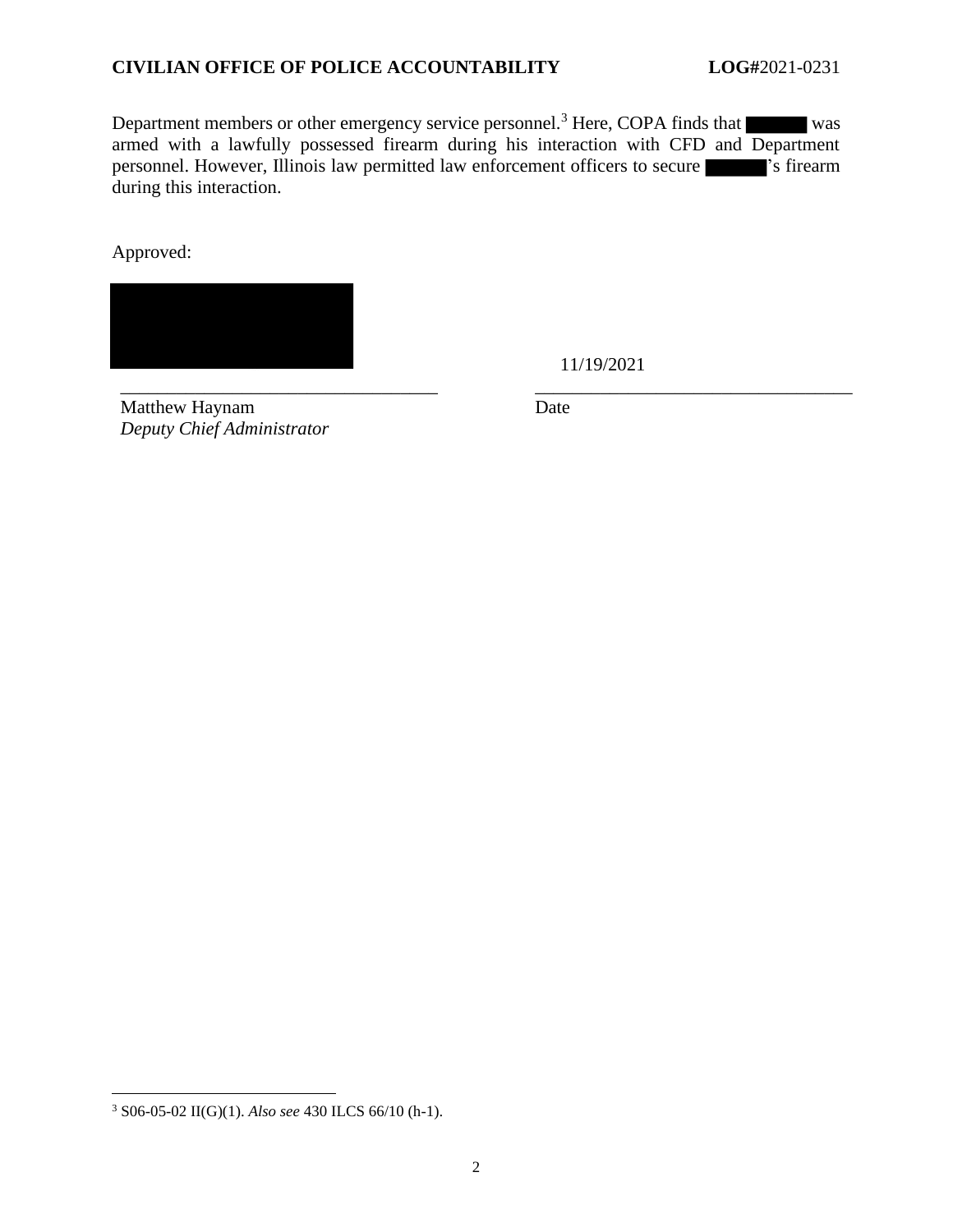Department members or other emergency service personnel.[3] Here, COPA finds that ██████ was armed with a lawfully possessed firearm during his interaction with CFD and Department personnel. However, Illinois law permitted law enforcement officers to secure ██████'s firearm during this interaction.

Approved:

██████████

\_\_\_\_\_\_\_\_\_\_\_\_\_\_\_\_\_\_\_\_\_\_\_\_\_\_\_\_\_\_\_\_\_\_

Matthew Haynam
*Deputy Chief Administrator*

11/19/2021

\_\_\_\_\_\_\_\_\_\_\_\_\_\_\_\_\_\_\_\_\_\_\_\_\_\_\_\_\_\_\_\_\_\_

Date

---

[3] S06-05-02 II(G)(1). *Also see* 430 ILCS 66/10 (h-1).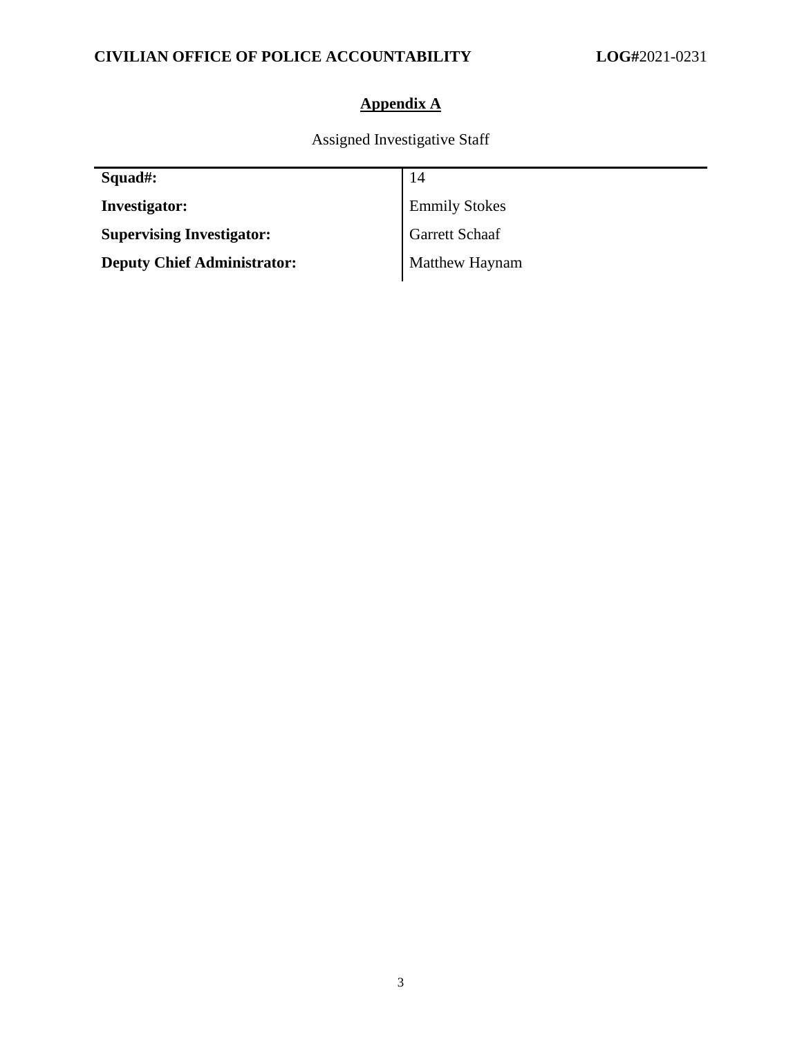## Appendix A

Assigned Investigative Staff

| | |
|---|---|
| **Squad#:** | 14 |
| **Investigator:** | Emmily Stokes |
| **Supervising Investigator:** | Garrett Schaaf |
| **Deputy Chief Administrator:** | Matthew Haynam |